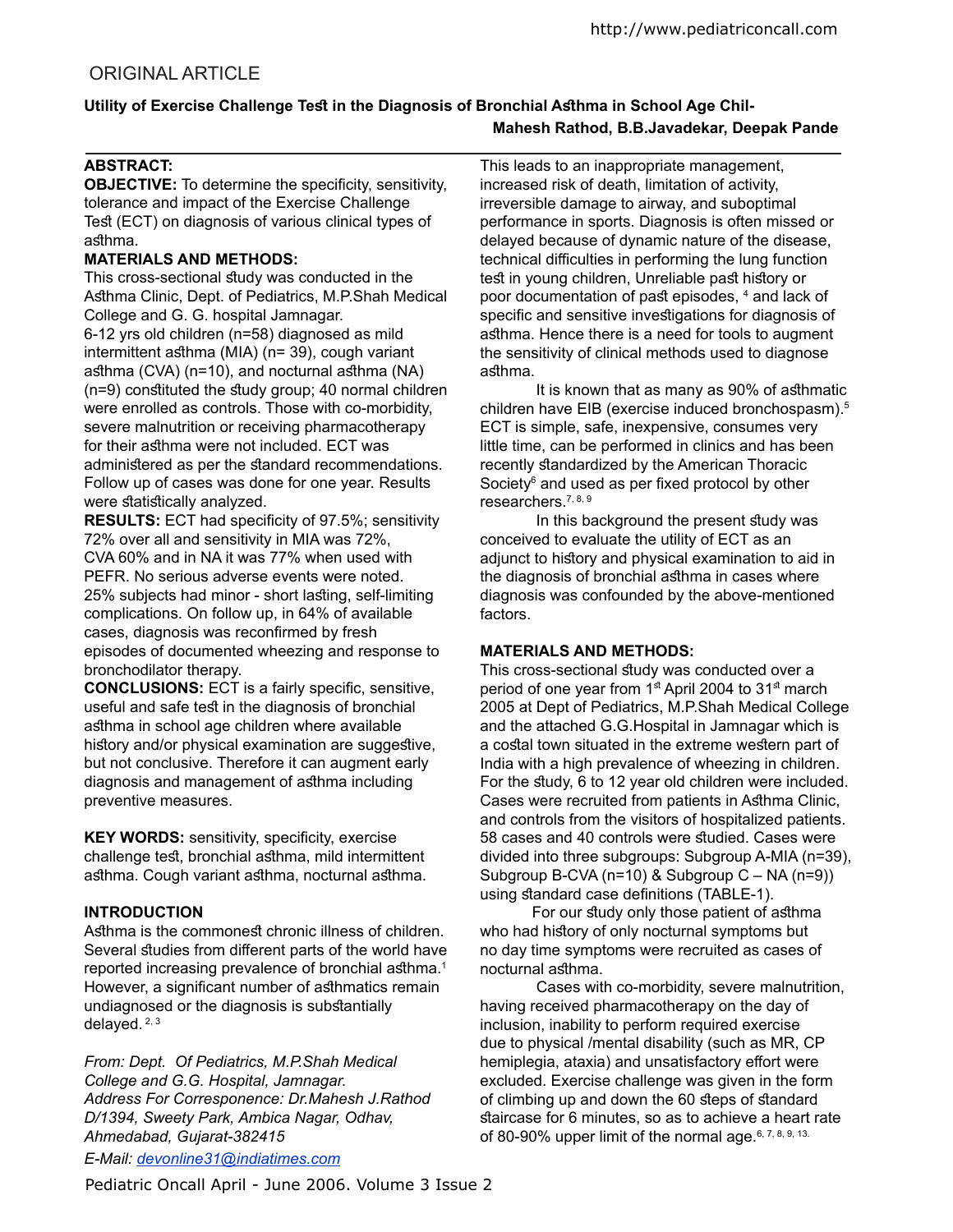ORIGINAL ARTICLE

# Utility of Exercise Challenge Test in the Diagnosis of Bronchial Asthma in School Age Chil-

**Mahesh Rathod, B.B.Javadekar, Deepak Pande**

**ABSTRACT:**

**OBJECTIVE:** To determine the specificity, sensitivity, tolerance and impact of the Exercise Challenge Test (ECT) on diagnosis of various clinical types of asthma.

**MATERIALS AND METHODS:**
This cross-sectional study was conducted in the Asthma Clinic, Dept. of Pediatrics, M.P.Shah Medical College and G. G. hospital Jamnagar.
6-12 yrs old children (n=58) diagnosed as mild intermittent asthma (MIA) (n= 39), cough variant asthma (CVA) (n=10), and nocturnal asthma (NA) (n=9) constituted the study group; 40 normal children were enrolled as controls. Those with co-morbidity, severe malnutrition or receiving pharmacotherapy for their asthma were not included. ECT was administered as per the standard recommendations. Follow up of cases was done for one year. Results were statistically analyzed.

**RESULTS:** ECT had specificity of 97.5%; sensitivity 72% over all and sensitivity in MIA was 72%, CVA 60% and in NA it was 77% when used with PEFR. No serious adverse events were noted. 25% subjects had minor - short lasting, self-limiting complications. On follow up, in 64% of available cases, diagnosis was reconfirmed by fresh episodes of documented wheezing and response to bronchodilator therapy.

**CONCLUSIONS:** ECT is a fairly specific, sensitive, useful and safe test in the diagnosis of bronchial asthma in school age children where available history and/or physical examination are suggestive, but not conclusive. Therefore it can augment early diagnosis and management of asthma including preventive measures.

**KEY WORDS:** sensitivity, specificity, exercise challenge test, bronchial asthma, mild intermittent asthma. Cough variant asthma, nocturnal asthma.

## INTRODUCTION

Asthma is the commonest chronic illness of children. Several studies from different parts of the world have reported increasing prevalence of bronchial asthma.[1] However, a significant number of asthmatics remain undiagnosed or the diagnosis is substantially delayed. [2, 3]

*From: Dept. Of Pediatrics, M.P.Shah Medical College and G.G. Hospital, Jamnagar.*
*Address For Corresponence: Dr.Mahesh J.Rathod D/1394, Sweety Park, Ambica Nagar, Odhav, Ahmedabad, Gujarat-382415*
*E-Mail: devonline31@indiatimes.com*

This leads to an inappropriate management, increased risk of death, limitation of activity, irreversible damage to airway, and suboptimal performance in sports. Diagnosis is often missed or delayed because of dynamic nature of the disease, technical difficulties in performing the lung function test in young children, Unreliable past history or poor documentation of past episodes, [4] and lack of specific and sensitive investigations for diagnosis of asthma. Hence there is a need for tools to augment the sensitivity of clinical methods used to diagnose asthma.

It is known that as many as 90% of asthmatic children have EIB (exercise induced bronchospasm).[5] ECT is simple, safe, inexpensive, consumes very little time, can be performed in clinics and has been recently standardized by the American Thoracic Society[6] and used as per fixed protocol by other researchers.[7, 8, 9]

In this background the present study was conceived to evaluate the utility of ECT as an adjunct to history and physical examination to aid in the diagnosis of bronchial asthma in cases where diagnosis was confounded by the above-mentioned factors.

## MATERIALS AND METHODS:

This cross-sectional study was conducted over a period of one year from 1st April 2004 to 31st march 2005 at Dept of Pediatrics, M.P.Shah Medical College and the attached G.G.Hospital in Jamnagar which is a costal town situated in the extreme western part of India with a high prevalence of wheezing in children. For the study, 6 to 12 year old children were included. Cases were recruited from patients in Asthma Clinic, and controls from the visitors of hospitalized patients. 58 cases and 40 controls were studied. Cases were divided into three subgroups: Subgroup A-MIA (n=39), Subgroup B-CVA (n=10) & Subgroup C – NA (n=9)) using standard case definitions (TABLE-1).

For our study only those patient of asthma who had history of only nocturnal symptoms but no day time symptoms were recruited as cases of nocturnal asthma.

Cases with co-morbidity, severe malnutrition, having received pharmacotherapy on the day of inclusion, inability to perform required exercise due to physical /mental disability (such as MR, CP hemiplegia, ataxia) and unsatisfactory effort were excluded. Exercise challenge was given in the form of climbing up and down the 60 steps of standard staircase for 6 minutes, so as to achieve a heart rate of 80-90% upper limit of the normal age.[6, 7, 8, 9, 13.]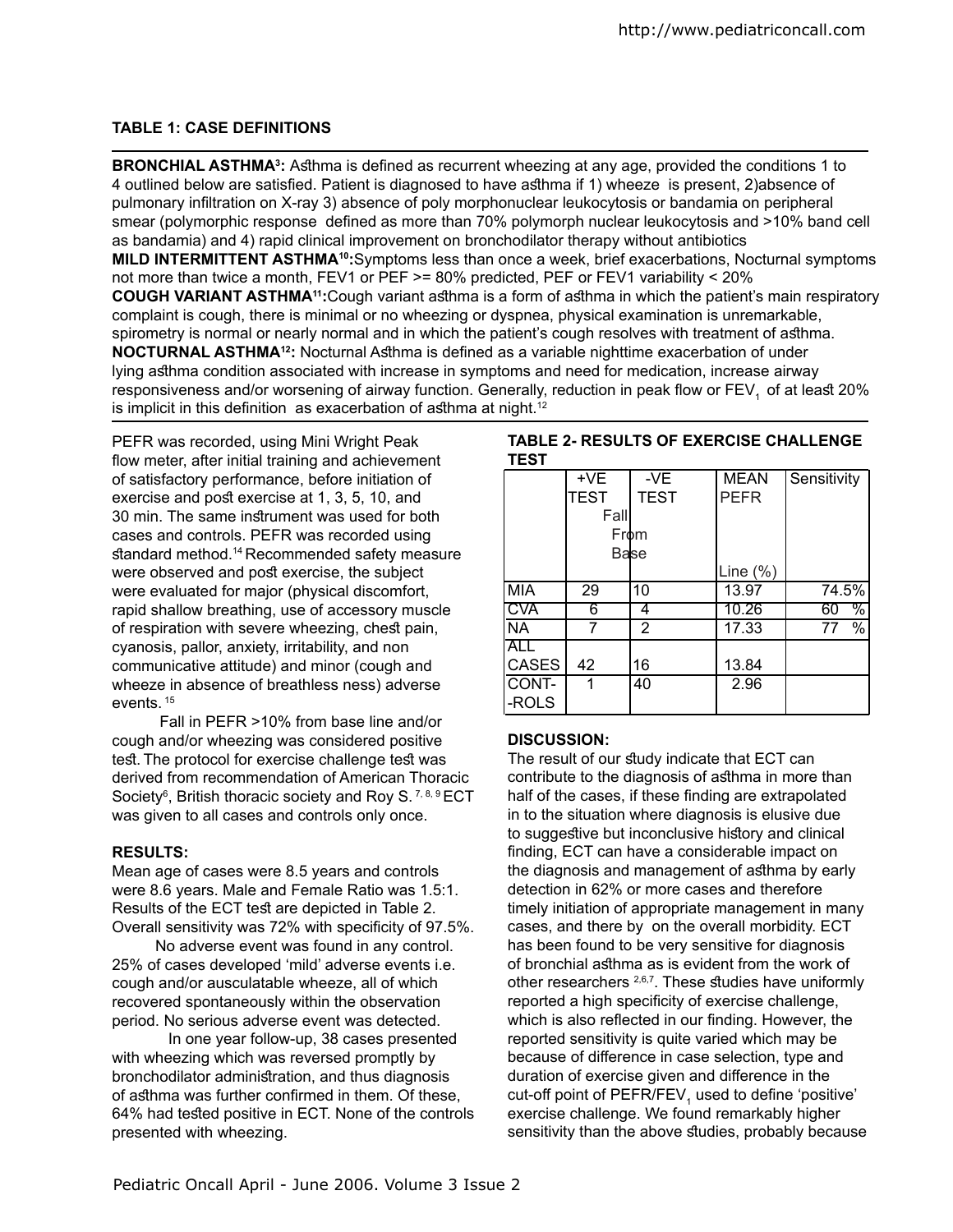**TABLE 1: CASE DEFINITIONS**

**BRONCHIAL ASTHMA[3]:** Asthma is defined as recurrent wheezing at any age, provided the conditions 1 to 4 outlined below are satisfied. Patient is diagnosed to have asthma if 1) wheeze is present, 2)absence of pulmonary infiltration on X-ray 3) absence of poly morphonuclear leukocytosis or bandamia on peripheral smear (polymorphic response defined as more than 70% polymorph nuclear leukocytosis and >10% band cell as bandamia) and 4) rapid clinical improvement on bronchodilator therapy without antibiotics

**MILD INTERMITTENT ASTHMA[10]:**Symptoms less than once a week, brief exacerbations, Nocturnal symptoms not more than twice a month, FEV1 or PEF >= 80% predicted, PEF or FEV1 variability < 20%

**COUGH VARIANT ASTHMA[11]:**Cough variant asthma is a form of asthma in which the patient's main respiratory complaint is cough, there is minimal or no wheezing or dyspnea, physical examination is unremarkable, spirometry is normal or nearly normal and in which the patient's cough resolves with treatment of asthma.

**NOCTURNAL ASTHMA[12]:** Nocturnal Asthma is defined as a variable nighttime exacerbation of under lying asthma condition associated with increase in symptoms and need for medication, increase airway responsiveness and/or worsening of airway function. Generally, reduction in peak flow or $FEV_1$ of at least 20% is implicit in this definition as exacerbation of asthma at night.[12]

PEFR was recorded, using Mini Wright Peak flow meter, after initial training and achievement of satisfactory performance, before initiation of exercise and post exercise at 1, 3, 5, 10, and 30 min. The same instrument was used for both cases and controls. PEFR was recorded using standard method.[14] Recommended safety measure were observed and post exercise, the subject were evaluated for major (physical discomfort, rapid shallow breathing, use of accessory muscle of respiration with severe wheezing, chest pain, cyanosis, pallor, anxiety, irritability, and non communicative attitude) and minor (cough and wheeze in absence of breathless ness) adverse events.[15]

Fall in PEFR >10% from base line and/or cough and/or wheezing was considered positive test. The protocol for exercise challenge test was derived from recommendation of American Thoracic Society[6], British thoracic society and Roy S.[7, 8, 9] ECT was given to all cases and controls only once.

## RESULTS:

Mean age of cases were 8.5 years and controls were 8.6 years. Male and Female Ratio was 1.5:1. Results of the ECT test are depicted in Table 2. Overall sensitivity was 72% with specificity of 97.5%.

No adverse event was found in any control. 25% of cases developed 'mild' adverse events i.e. cough and/or ausculatable wheeze, all of which recovered spontaneously within the observation period. No serious adverse event was detected.

In one year follow-up, 38 cases presented with wheezing which was reversed promptly by bronchodilator administration, and thus diagnosis of asthma was further confirmed in them. Of these, 64% had tested positive in ECT. None of the controls presented with wheezing.

**TABLE 2- RESULTS OF EXERCISE CHALLENGE TEST**

| | +VE TEST | -VE TEST | MEAN PEFR Fall From Base Line (%) | Sensitivity |
|---|---|---|---|---|
| MIA | 29 | 10 | 13.97 | 74.5% |
| CVA | 6 | 4 | 10.26 | 60 % |
| NA | 7 | 2 | 17.33 | 77 % |
| ALL CASES | 42 | 16 | 13.84 | |
| CONT--ROLS | 1 | 40 | 2.96 | |

## DISCUSSION:

The result of our study indicate that ECT can contribute to the diagnosis of asthma in more than half of the cases, if these finding are extrapolated in to the situation where diagnosis is elusive due to suggestive but inconclusive history and clinical finding, ECT can have a considerable impact on the diagnosis and management of asthma by early detection in 62% or more cases and therefore timely initiation of appropriate management in many cases, and there by on the overall morbidity. ECT has been found to be very sensitive for diagnosis of bronchial asthma as is evident from the work of other researchers [2,6,7]. These studies have uniformly reported a high specificity of exercise challenge, which is also reflected in our finding. However, the reported sensitivity is quite varied which may be because of difference in case selection, type and duration of exercise given and difference in the cut-off point of PEFR/$FEV_1$ used to define 'positive' exercise challenge. We found remarkably higher sensitivity than the above studies, probably because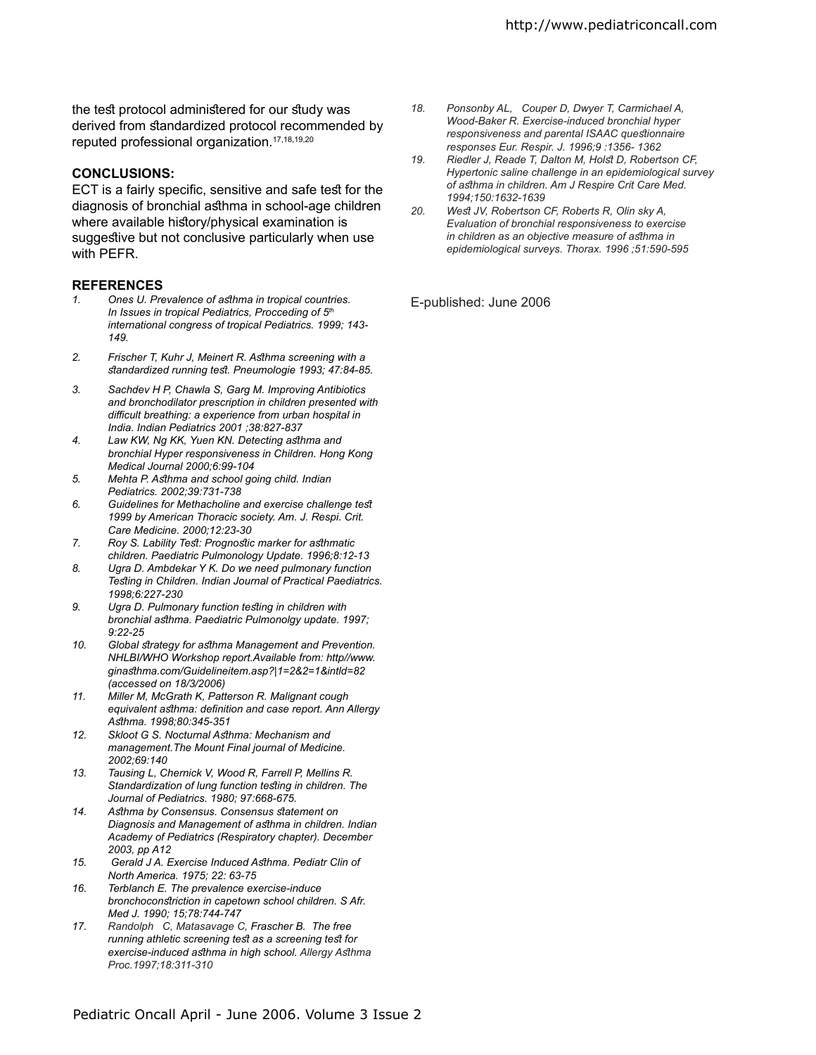the test protocol administered for our study was derived from standardized protocol recommended by reputed professional organization.[17,18,19,20]

**CONCLUSIONS:**

ECT is a fairly specific, sensitive and safe test for the diagnosis of bronchial asthma in school-age children where available history/physical examination is suggestive but not conclusive particularly when use with PEFR.

**REFERENCES**

1. *Ones U. Prevalence of asthma in tropical countries. In Issues in tropical Pediatrics, Procceding of 5th international congress of tropical Pediatrics. 1999; 143-149.*
2. *Frischer T, Kuhr J, Meinert R. Asthma screening with a standardized running test. Pneumologie 1993; 47:84-85.*
3. *Sachdev H P, Chawla S, Garg M. Improving Antibiotics and bronchodilator prescription in children presented with difficult breathing: a experience from urban hospital in India. Indian Pediatrics 2001 ;38:827-837*
4. *Law KW, Ng KK, Yuen KN. Detecting asthma and bronchial Hyper responsiveness in Children. Hong Kong Medical Journal 2000;6:99-104*
5. *Mehta P. Asthma and school going child. Indian Pediatrics. 2002;39:731-738*
6. *Guidelines for Methacholine and exercise challenge test 1999 by American Thoracic society. Am. J. Respi. Crit. Care Medicine. 2000;12:23-30*
7. *Roy S. Lability Test: Prognostic marker for asthmatic children. Paediatric Pulmonology Update. 1996;8:12-13*
8. *Ugra D. Ambdekar Y K. Do we need pulmonary function Testing in Children. Indian Journal of Practical Paediatrics. 1998;6:227-230*
9. *Ugra D. Pulmonary function testing in children with bronchial asthma. Paediatric Pulmonolgy update. 1997; 9:22-25*
10. *Global strategy for asthma Management and Prevention. NHLBI/WHO Workshop report.Available from: http//www.ginasthma.com/Guidelineitem.asp?|1=2&2=1&intld=82 (accessed on 18/3/2006)*
11. *Miller M, McGrath K, Patterson R. Malignant cough equivalent asthma: definition and case report. Ann Allergy Asthma. 1998;80:345-351*
12. *Skloot G S. Nocturnal Asthma: Mechanism and management.The Mount Final journal of Medicine. 2002;69:140*
13. *Tausing L, Chernick V, Wood R, Farrell P, Mellins R. Standardization of lung function testing in children. The Journal of Pediatrics. 1980; 97:668-675.*
14. *Asthma by Consensus. Consensus statement on Diagnosis and Management of asthma in children. Indian Academy of Pediatrics (Respiratory chapter). December 2003, pp A12*
15. *Gerald J A. Exercise Induced Asthma. Pediatr Clin of North America. 1975; 22: 63-75*
16. *Terblanch E. The prevalence exercise-induce bronchoconstriction in capetown school children. S Afr. Med J. 1990; 15;78:744-747*
17. *Randolph C, Matasavage C, Frascher B. The free running athletic screening test as a screening test for exercise-induced asthma in high school. Allergy Asthma Proc.1997;18:311-310*
18. *Ponsonby AL, Couper D, Dwyer T, Carmichael A, Wood-Baker R. Exercise-induced bronchial hyper responsiveness and parental ISAAC questionnaire responses Eur. Respir. J. 1996;9 :1356- 1362*
19. *Riedler J, Reade T, Dalton M, Holst D, Robertson CF, Hypertonic saline challenge in an epidemiological survey of asthma in children. Am J Respire Crit Care Med. 1994;150:1632-1639*
20. *West JV, Robertson CF, Roberts R, Olin sky A, Evaluation of bronchial responsiveness to exercise in children as an objective measure of asthma in epidemiological surveys. Thorax. 1996 ;51:590-595*

E-published: June 2006